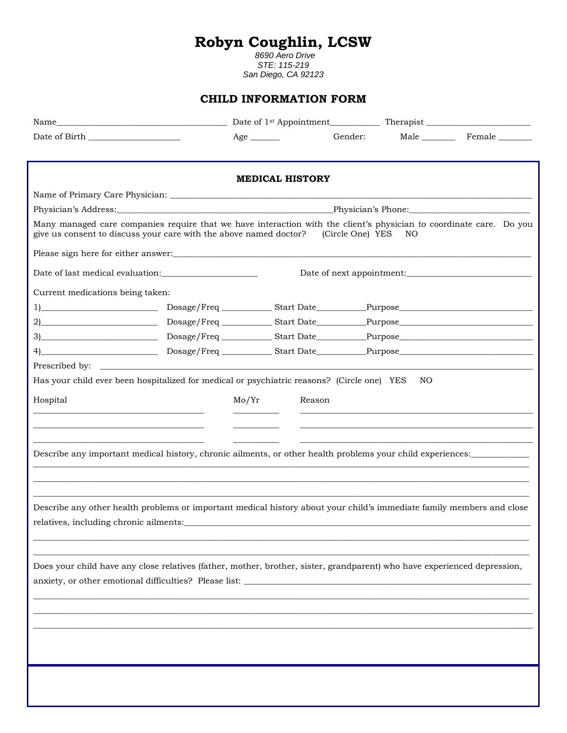# Robyn Coughlin, LCSW

*8690 Aero Drive*
*STE: 115-219*
*San Diego, CA 92123*

## CHILD INFORMATION FORM

Name_______________________________________ Date of 1st Appointment___________ Therapist ________________________

Date of Birth _____________________ Age ______ Gender: Male _______ Female _______

### MEDICAL HISTORY

Name of Primary Care Physician: ___________________________________________________________________________________

Physician's Address:__________________________________________________Physician's Phone:___________________________

Many managed care companies require that we have interaction with the client's physician to coordinate care. Do you give us consent to discuss your care with the above named doctor? (Circle One) YES NO

Please sign here for either answer:________________________________________________________________________________

Date of last medical evaluation:______________________ Date of next appointment:_____________________________

Current medications being taken:

1)__________________________ Dosage/Freq ___________ Start Date___________Purpose______________________________

2)__________________________ Dosage/Freq ___________ Start Date___________Purpose______________________________

3)__________________________ Dosage/Freq ___________ Start Date___________Purpose______________________________

4)__________________________ Dosage/Freq ___________ Start Date___________Purpose______________________________

Prescribed by: ____________________________________________________________________________________________

Has your child ever been hospitalized for medical or psychiatric reasons? (Circle one) YES NO

| Hospital | Mo/Yr | Reason |
|---|---|---|
| | | |
| | | |
| | | |

Describe any important medical history, chronic ailments, or other health problems your child experiences:_____________

______________________________________________________________________________________________________

______________________________________________________________________________________________________

______________________________________________________________________________________________________

Describe any other health problems or important medical history about your child's immediate family members and close relatives, including chronic ailments:___________________________________________________________________________

______________________________________________________________________________________________________

______________________________________________________________________________________________________

Does your child have any close relatives (father, mother, brother, sister, grandparent) who have experienced depression, anxiety, or other emotional difficulties? Please list: ____________________________________________________________

______________________________________________________________________________________________________

______________________________________________________________________________________________________

______________________________________________________________________________________________________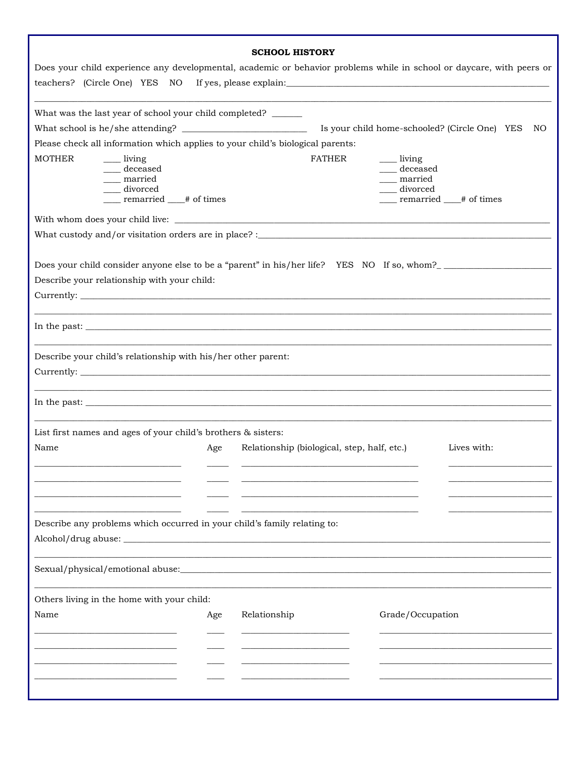## SCHOOL HISTORY

Does your child experience any developmental, academic or behavior problems while in school or daycare, with peers or teachers? (Circle One) YES NO If yes, please explain:____________________________________________________________

______________________________________________________________________________________________________________

What was the last year of school your child completed? _______

What school is he/she attending? ____________________________ Is your child home-schooled? (Circle One) YES NO

Please check all information which applies to your child's biological parents:

| MOTHER | FATHER |
|---|---|
| ____ living | ____ living |
| ____ deceased | ____ deceased |
| ____ married | ____ married |
| ____ divorced | ____ divorced |
| ____ remarried ____# of times | ____ remarried ____# of times |

With whom does your child live: ___________________________________________________________________________________

What custody and/or visitation orders are in place? :_________________________________________________________________

Does your child consider anyone else to be a "parent" in his/her life? YES NO If so, whom?_ ________________________

Describe your relationship with your child:

Currently: _____________________________________________________________________________________________________

______________________________________________________________________________________________________________

In the past: ____________________________________________________________________________________________________

______________________________________________________________________________________________________________

Describe your child's relationship with his/her other parent:

Currently: _____________________________________________________________________________________________________

______________________________________________________________________________________________________________

In the past: ____________________________________________________________________________________________________

______________________________________________________________________________________________________________

List first names and ages of your child's brothers & sisters:

| Name | Age | Relationship (biological, step, half, etc.) | Lives with: |
|---|---|---|---|
| | | | |
| | | | |
| | | | |
| | | | |

Describe any problems which occurred in your child's family relating to:

Alcohol/drug abuse: _____________________________________________________________________________________________

______________________________________________________________________________________________________________

Sexual/physical/emotional abuse:___________________________________________________________________________________

______________________________________________________________________________________________________________

Others living in the home with your child:

| Name | Age | Relationship | Grade/Occupation |
|---|---|---|---|
| | | | |
| | | | |
| | | | |
| | | | |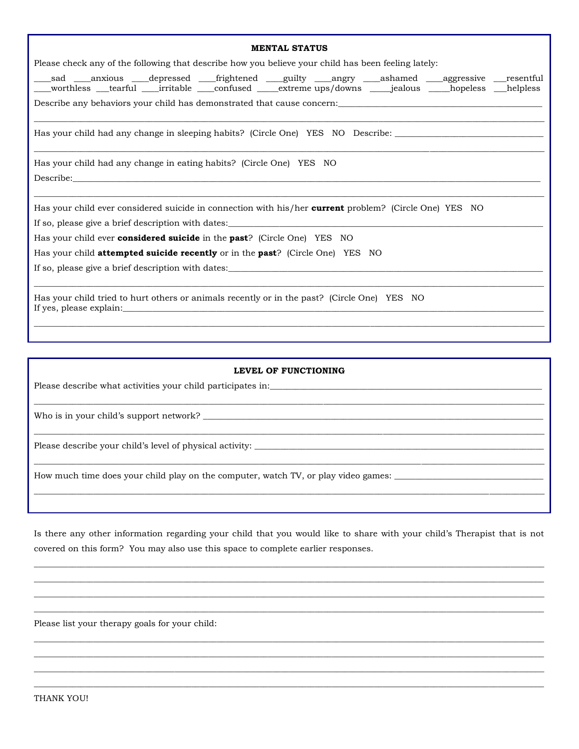## MENTAL STATUS

Please check any of the following that describe how you believe your child has been feeling lately:

____sad ____anxious ____depressed ____frightened ____guilty ____angry ____ashamed ____aggressive ___resentful
____worthless ___tearful ____irritable ____confused _____extreme ups/downs _____jealous _____hopeless ___helpless

Describe any behaviors your child has demonstrated that cause concern:_______________________________________________

_____________________________________________________________________________________________________________

Has your child had any change in sleeping habits? (Circle One) YES NO Describe: __________________________________

_____________________________________________________________________________________________________________

Has your child had any change in eating habits? (Circle One) YES NO

Describe:____________________________________________________________________________________________________

_____________________________________________________________________________________________________________

Has your child ever considered suicide in connection with his/her **current** problem? (Circle One) YES NO

If so, please give a brief description with dates:_____________________________________________________________________

Has your child ever **considered suicide** in the **past**? (Circle One) YES NO

Has your child **attempted suicide recently** or in the **past**? (Circle One) YES NO

If so, please give a brief description with dates:_____________________________________________________________________

_____________________________________________________________________________________________________________

Has your child tried to hurt others or animals recently or in the past? (Circle One) YES NO
If yes, please explain:__________________________________________________________________________________________

_____________________________________________________________________________________________________________

## LEVEL OF FUNCTIONING

Please describe what activities your child participates in:________________________________________________________________

_____________________________________________________________________________________________________________

Who is in your child's support network? ________________________________________________________________________

_____________________________________________________________________________________________________________

Please describe your child's level of physical activity: _____________________________________________________________

_____________________________________________________________________________________________________________

How much time does your child play on the computer, watch TV, or play video games: __________________________________

_____________________________________________________________________________________________________________

Is there any other information regarding your child that you would like to share with your child's Therapist that is not covered on this form? You may also use this space to complete earlier responses.

_____________________________________________________________________________________________________________

_____________________________________________________________________________________________________________

_____________________________________________________________________________________________________________

_____________________________________________________________________________________________________________

Please list your therapy goals for your child:

_____________________________________________________________________________________________________________

_____________________________________________________________________________________________________________

_____________________________________________________________________________________________________________

_____________________________________________________________________________________________________________

THANK YOU!